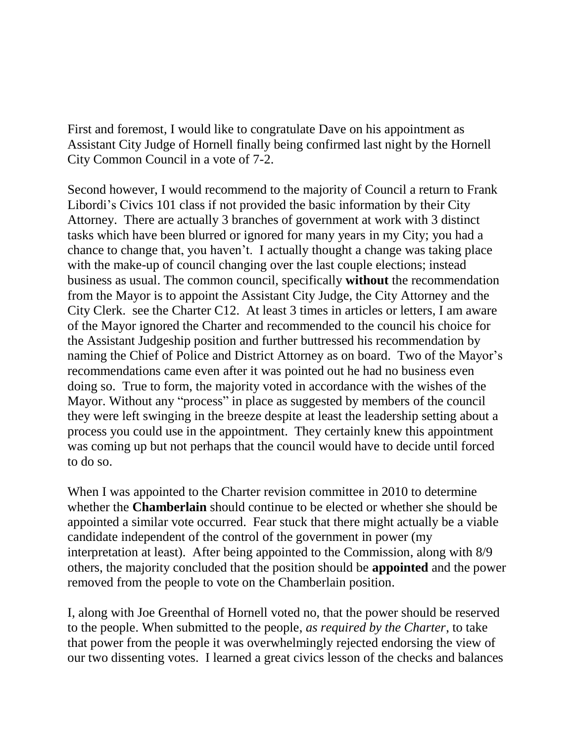First and foremost, I would like to congratulate Dave on his appointment as Assistant City Judge of Hornell finally being confirmed last night by the Hornell City Common Council in a vote of 7-2.

Second however, I would recommend to the majority of Council a return to Frank Libordi's Civics 101 class if not provided the basic information by their City Attorney. There are actually 3 branches of government at work with 3 distinct tasks which have been blurred or ignored for many years in my City; you had a chance to change that, you haven't. I actually thought a change was taking place with the make-up of council changing over the last couple elections; instead business as usual. The common council, specifically **without** the recommendation from the Mayor is to appoint the Assistant City Judge, the City Attorney and the City Clerk. see the Charter C12. At least 3 times in articles or letters, I am aware of the Mayor ignored the Charter and recommended to the council his choice for the Assistant Judgeship position and further buttressed his recommendation by naming the Chief of Police and District Attorney as on board. Two of the Mayor's recommendations came even after it was pointed out he had no business even doing so. True to form, the majority voted in accordance with the wishes of the Mayor. Without any "process" in place as suggested by members of the council they were left swinging in the breeze despite at least the leadership setting about a process you could use in the appointment. They certainly knew this appointment was coming up but not perhaps that the council would have to decide until forced to do so.

When I was appointed to the Charter revision committee in 2010 to determine whether the **Chamberlain** should continue to be elected or whether she should be appointed a similar vote occurred. Fear stuck that there might actually be a viable candidate independent of the control of the government in power (my interpretation at least). After being appointed to the Commission, along with 8/9 others, the majority concluded that the position should be **appointed** and the power removed from the people to vote on the Chamberlain position.

I, along with Joe Greenthal of Hornell voted no, that the power should be reserved to the people. When submitted to the people, *as required by the Charter*, to take that power from the people it was overwhelmingly rejected endorsing the view of our two dissenting votes. I learned a great civics lesson of the checks and balances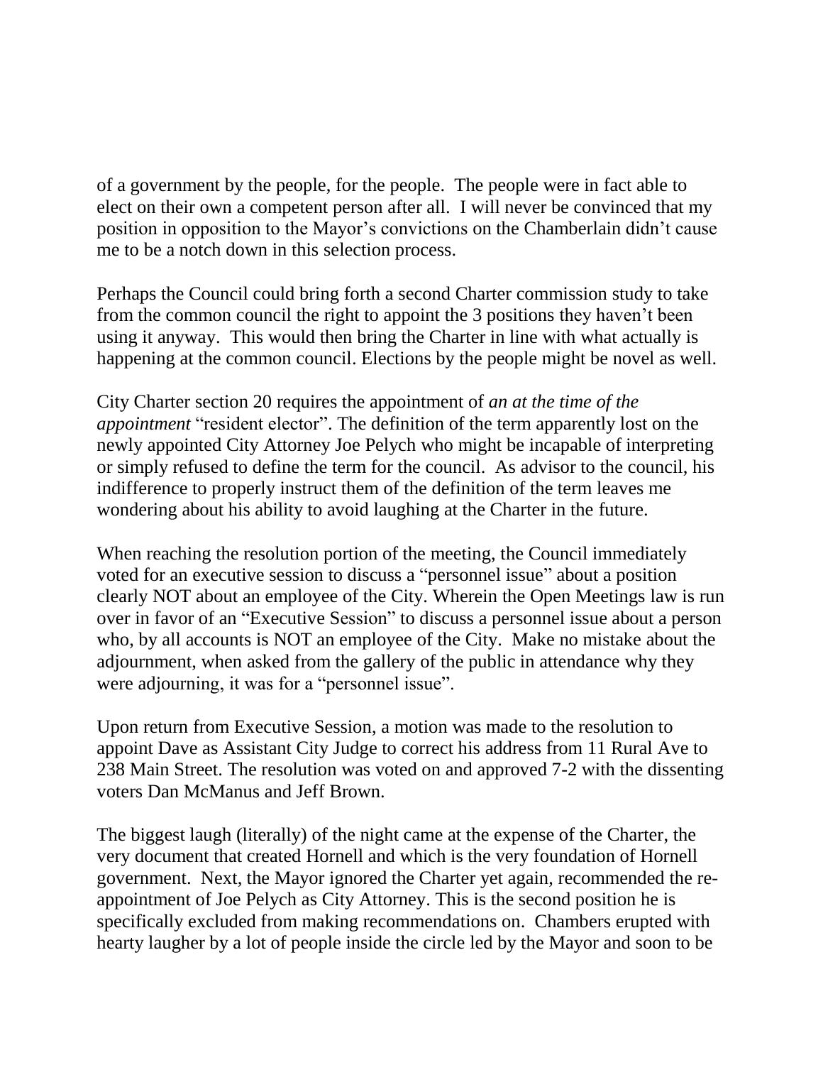of a government by the people, for the people. The people were in fact able to elect on their own a competent person after all. I will never be convinced that my position in opposition to the Mayor's convictions on the Chamberlain didn't cause me to be a notch down in this selection process.

Perhaps the Council could bring forth a second Charter commission study to take from the common council the right to appoint the 3 positions they haven't been using it anyway. This would then bring the Charter in line with what actually is happening at the common council. Elections by the people might be novel as well.

City Charter section 20 requires the appointment of *an at the time of the appointment* "resident elector". The definition of the term apparently lost on the newly appointed City Attorney Joe Pelych who might be incapable of interpreting or simply refused to define the term for the council. As advisor to the council, his indifference to properly instruct them of the definition of the term leaves me wondering about his ability to avoid laughing at the Charter in the future.

When reaching the resolution portion of the meeting, the Council immediately voted for an executive session to discuss a "personnel issue" about a position clearly NOT about an employee of the City. Wherein the Open Meetings law is run over in favor of an "Executive Session" to discuss a personnel issue about a person who, by all accounts is NOT an employee of the City. Make no mistake about the adjournment, when asked from the gallery of the public in attendance why they were adjourning, it was for a "personnel issue".

Upon return from Executive Session, a motion was made to the resolution to appoint Dave as Assistant City Judge to correct his address from 11 Rural Ave to 238 Main Street. The resolution was voted on and approved 7-2 with the dissenting voters Dan McManus and Jeff Brown.

The biggest laugh (literally) of the night came at the expense of the Charter, the very document that created Hornell and which is the very foundation of Hornell government. Next, the Mayor ignored the Charter yet again, recommended the re-appointment of Joe Pelych as City Attorney. This is the second position he is specifically excluded from making recommendations on. Chambers erupted with hearty laugher by a lot of people inside the circle led by the Mayor and soon to be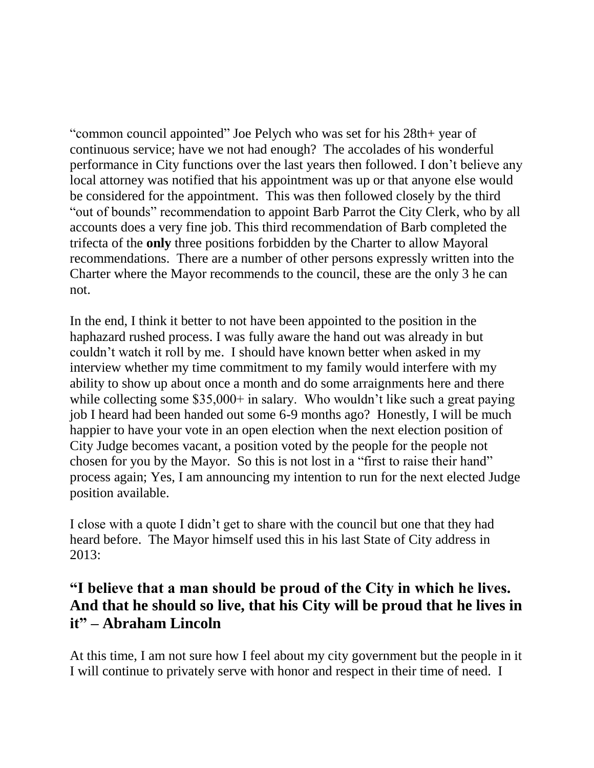"common council appointed" Joe Pelych who was set for his 28th+ year of continuous service; have we not had enough? The accolades of his wonderful performance in City functions over the last years then followed. I don't believe any local attorney was notified that his appointment was up or that anyone else would be considered for the appointment. This was then followed closely by the third "out of bounds" recommendation to appoint Barb Parrot the City Clerk, who by all accounts does a very fine job. This third recommendation of Barb completed the trifecta of the **only** three positions forbidden by the Charter to allow Mayoral recommendations. There are a number of other persons expressly written into the Charter where the Mayor recommends to the council, these are the only 3 he can not.

In the end, I think it better to not have been appointed to the position in the haphazard rushed process. I was fully aware the hand out was already in but couldn't watch it roll by me. I should have known better when asked in my interview whether my time commitment to my family would interfere with my ability to show up about once a month and do some arraignments here and there while collecting some $35,000+ in salary. Who wouldn't like such a great paying job I heard had been handed out some 6-9 months ago? Honestly, I will be much happier to have your vote in an open election when the next election position of City Judge becomes vacant, a position voted by the people for the people not chosen for you by the Mayor. So this is not lost in a "first to raise their hand" process again; Yes, I am announcing my intention to run for the next elected Judge position available.

I close with a quote I didn't get to share with the council but one that they had heard before. The Mayor himself used this in his last State of City address in 2013:

**"I believe that a man should be proud of the City in which he lives. And that he should so live, that his City will be proud that he lives in it" – Abraham Lincoln**

At this time, I am not sure how I feel about my city government but the people in it I will continue to privately serve with honor and respect in their time of need. I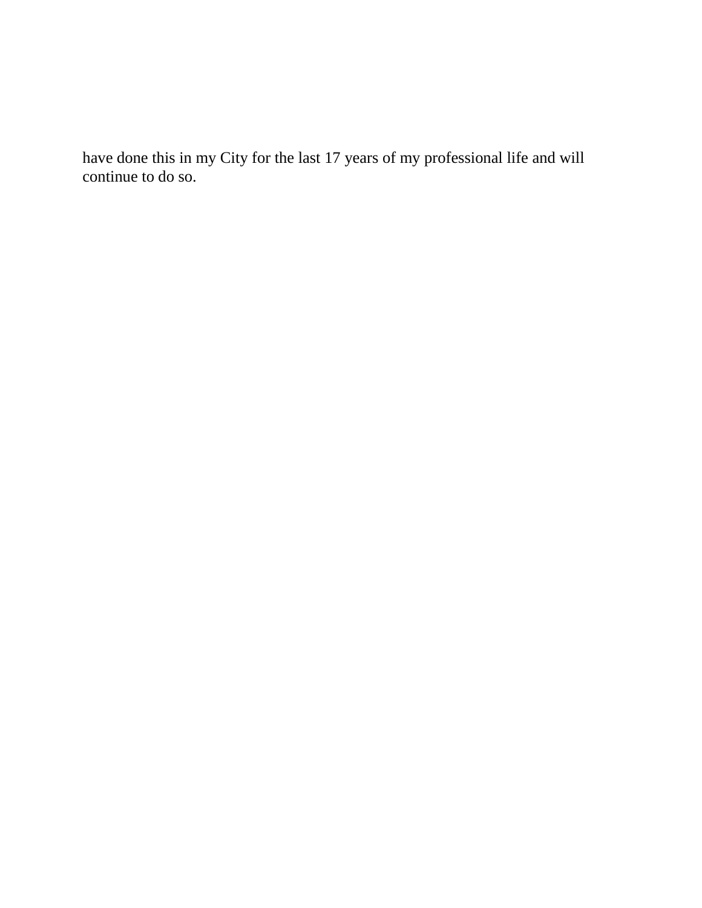have done this in my City for the last 17 years of my professional life and will continue to do so.